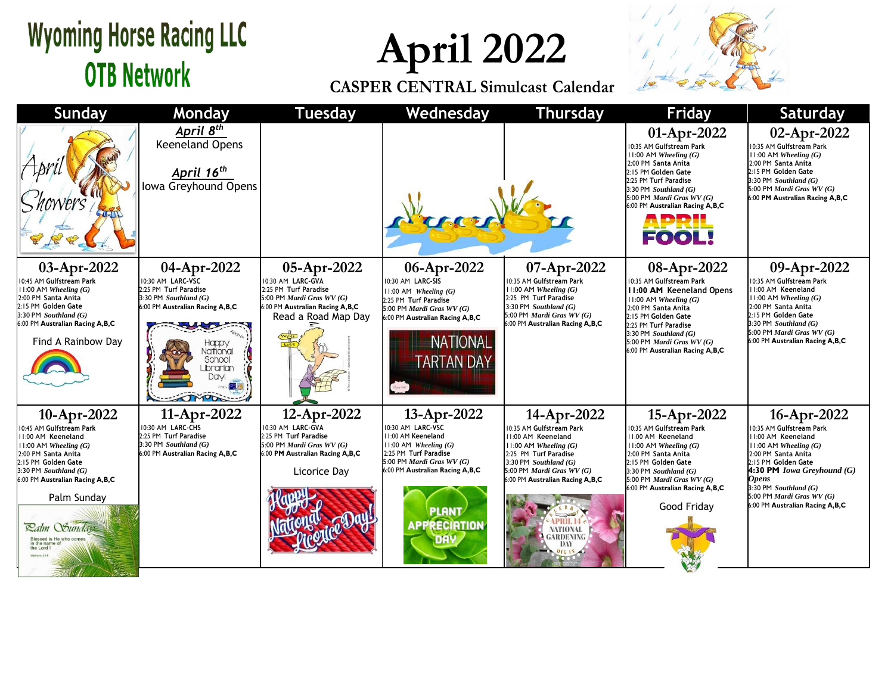# Wyoming Horse Racing LLC
## OTB Network

# April 2022

### CASPER CENTRAL Simulcast Calendar

| Sunday | Monday | Tuesday | Wednesday | Thursday | Friday | Saturday |
|---|---|---|---|---|---|---|
| April Showers | **April 8th** Keeneland Opens<br><br>**April 16th** Iowa Greyhound Opens | | | | **01-Apr-2022**<br>10:35 AM Gulfstream Park<br>11:00 AM *Wheeling (G)*<br>2:00 PM Santa Anita<br>2:15 PM Golden Gate<br>2:25 PM Turf Paradise<br>3:30 PM *Southland (G)*<br>5:00 PM *Mardi Gras WV (G)*<br>6:00 PM **Australian Racing A,B,C**<br>APRIL FOOL! | **02-Apr-2022**<br>10:35 AM Gulfstream Park<br>11:00 AM *Wheeling (G)*<br>2:00 PM Santa Anita<br>2:15 PM Golden Gate<br>3:30 PM *Southland (G)*<br>5:00 PM *Mardi Gras WV (G)*<br>6:00 **PM Australian Racing A,B,C** |
| **03-Apr-2022**<br>10:45 AM Gulfstream Park<br>11:00 AM *Wheeling (G)*<br>2:00 PM Santa Anita<br>2:15 PM Golden Gate<br>3:30 PM *Southland (G)*<br>6:00 PM **Australian Racing A,B,C**<br><br>Find A Rainbow Day | **04-Apr-2022**<br>10:30 AM LARC-VSC<br>2:25 PM Turf Paradise<br>3:30 PM *Southland (G)*<br>6:00 PM **Australian Racing A,B,C**<br><br>Happy National School Librarian Day! | **05-Apr-2022**<br>10:30 AM LARC-GVA<br>2:25 PM Turf Paradise<br>5:00 PM *Mardi Gras WV (G)*<br>6:00 PM **Australian Racing A,B,C**<br><br>Read a Road Map Day | **06-Apr-2022**<br>10:30 AM LARC-SIS<br>11:00 AM *Wheeling (G)*<br>2:25 PM Turf Paradise<br>5:00 PM *Mardi Gras WV (G)*<br>6:00 PM **Australian Racing A,B,C**<br><br>NATIONAL TARTAN DAY | **07-Apr-2022**<br>10:35 AM Gulfstream Park<br>11:00 AM *Wheeling (G)*<br>2:25 PM Turf Paradise<br>3:30 PM *Southland (G)*<br>5:00 PM *Mardi Gras WV (G)*<br>6:00 PM **Australian Racing A,B,C** | **08-Apr-2022**<br>10:35 AM Gulfstream Park<br>**11:00 AM** Keeneland Opens<br>11:00 AM *Wheeling (G)*<br>2:00 PM Santa Anita<br>2:15 PM Golden Gate<br>2:25 PM Turf Paradise<br>3:30 PM *Southland (G)*<br>5:00 PM *Mardi Gras WV (G)*<br>6:00 PM **Australian Racing A,B,C** | **09-Apr-2022**<br>10:35 AM Gulfstream Park<br>11:00 AM Keeneland<br>11:00 AM *Wheeling (G)*<br>2:00 PM Santa Anita<br>2:15 PM Golden Gate<br>3:30 PM *Southland (G)*<br>5:00 PM *Mardi Gras WV (G)*<br>6:00 PM **Australian Racing A,B,C** |
| **10-Apr-2022**<br>10:45 AM Gulfstream Park<br>11:00 AM Keeneland<br>11:00 AM *Wheeling (G)*<br>2:00 PM Santa Anita<br>2:15 PM Golden Gate<br>3:30 PM *Southland (G)*<br>6:00 PM **Australian Racing A,B,C**<br><br>Palm Sunday<br><br>Palm Sunday<br>Blessed is He who comes in the name of the Lord! | **11-Apr-2022**<br>10:30 AM LARC-CHS<br>2:25 PM Turf Paradise<br>3:30 PM *Southland (G)*<br>6:00 PM **Australian Racing A,B,C** | **12-Apr-2022**<br>10:30 AM LARC-GVA<br>2:25 PM Turf Paradise<br>5:00 PM *Mardi Gras WV (G)*<br>6:00 **PM Australian Racing A,B,C**<br><br>Licorice Day<br><br>Happy National Licorice Day! | **13-Apr-2022**<br>10:30 AM LARC-VSC<br>11:00 AM Keeneland<br>11:00 AM *Wheeling (G)*<br>2:25 PM Turf Paradise<br>5:00 PM *Mardi Gras WV (G)*<br>6:00 PM **Australian Racing A,B,C**<br><br>PLANT APPRECIATION DAY | **14-Apr-2022**<br>10:35 AM Gulfstream Park<br>11:00 AM Keeneland<br>11:00 AM *Wheeling (G)*<br>2:25 PM Turf Paradise<br>3:30 PM *Southland (G)*<br>5:00 PM *Mardi Gras WV (G)*<br>6:00 PM **Australian Racing A,B,C**<br><br>APRIL 14 NATIONAL GARDENING DAY | **15-Apr-2022**<br>10:35 AM Gulfstream Park<br>11:00 AM Keeneland<br>11:00 AM *Wheeling (G)*<br>2:00 PM Santa Anita<br>2:15 PM Golden Gate<br>3:30 PM *Southland (G)*<br>5:00 PM *Mardi Gras WV (G)*<br>6:00 PM **Australian Racing A,B,C**<br><br>Good Friday | **16-Apr-2022**<br>10:35 AM Gulfstream Park<br>11:00 AM Keeneland<br>11:00 AM *Wheeling (G)*<br>2:00 PM Santa Anita<br>2:15 PM Golden Gate<br>**4:30 PM** ***Iowa Greyhound (G) Opens***<br>3:30 PM *Southland (G)*<br>5:00 PM *Mardi Gras WV (G)*<br>6:00 PM **Australian Racing A,B,C** |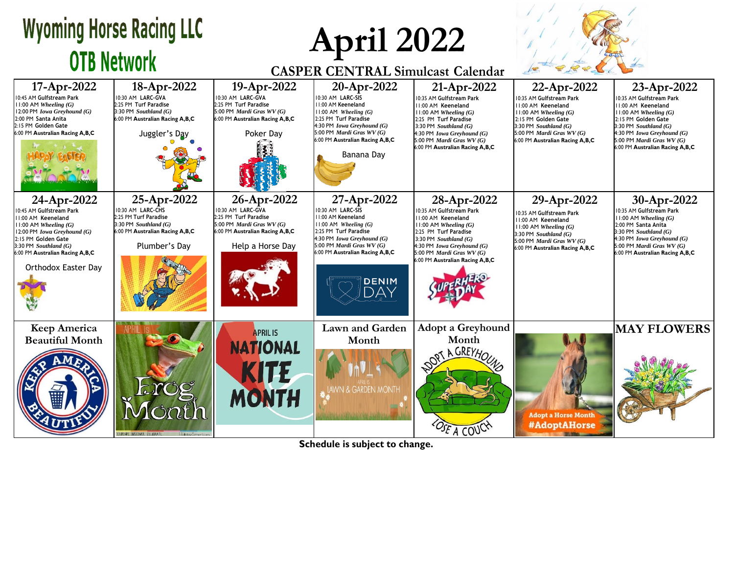# Wyoming Horse Racing LLC
## OTB Network

# April 2022

## CASPER CENTRAL Simulcast Calendar

| 17-Apr-2022 | 18-Apr-2022 | 19-Apr-2022 | 20-Apr-2022 | 21-Apr-2022 | 22-Apr-2022 | 23-Apr-2022 |
|---|---|---|---|---|---|---|
| 10:45 AM Gulfstream Park<br>11:00 AM *Wheeling (G)*<br>12:00 PM *Iowa Greyhound (G)*<br>2:00 PM Santa Anita<br>2:15 PM Golden Gate<br>6:00 PM **Australian Racing A,B,C**<br>HAPPY EASTER | 10:30 AM LARC-GVA<br>2:25 PM Turf Paradise<br>3:30 PM *Southland (G)*<br>6:00 PM **Australian Racing A,B,C**<br>Juggler's Day | 10:30 AM LARC-GVA<br>2:25 PM Turf Paradise<br>5:00 PM *Mardi Gras WV (G)*<br>6:00 PM **Australian Racing A,B,C**<br>Poker Day | 10:30 AM LARC-SIS<br>11:00 AM Keeneland<br>11:00 AM *Wheeling (G)*<br>2:25 PM Turf Paradise<br>4:30 PM *Iowa Greyhound (G)*<br>5:00 PM *Mardi Gras WV (G)*<br>6:00 PM **Australian Racing A,B,C**<br>Banana Day | 10:35 AM Gulfstream Park<br>11:00 AM Keeneland<br>11:00 AM *Wheeling (G)*<br>2:25 PM Turf Paradise<br>3:30 PM *Southland (G)*<br>4:30 PM *Iowa Greyhound (G)*<br>5:00 PM *Mardi Gras WV (G)*<br>6:00 PM **Australian Racing A,B,C** | 10:35 AM Gulfstream Park<br>11:00 AM Keeneland<br>11:00 AM *Wheeling (G)*<br>2:15 PM Golden Gate<br>3:30 PM *Southland (G)*<br>5:00 PM *Mardi Gras WV (G)*<br>6:00 PM **Australian Racing A,B,C** | 10:35 AM Gulfstream Park<br>11:00 AM Keeneland<br>11:00 AM *Wheeling (G)*<br>2:15 PM Golden Gate<br>3:30 PM *Southland (G)*<br>4:30 PM *Iowa Greyhound (G)*<br>5:00 PM *Mardi Gras WV (G)*<br>6:00 PM **Australian Racing A,B,C** |
| **24-Apr-2022**<br>10:45 AM Gulfstream Park<br>11:00 AM Keeneland<br>11:00 AM *Wheeling (G)*<br>12:00 PM *Iowa Greyhound (G)*<br>2:15 PM Golden Gate<br>3:30 PM *Southland (G)*<br>6:00 PM **Australian Racing A,B,C**<br>Orthodox Easter Day | **25-Apr-2022**<br>10:30 AM LARC-CHS<br>2:25 PM Turf Paradise<br>3:30 PM *Southland (G)*<br>6:00 PM **Australian Racing A,B,C**<br>Plumber's Day | **26-Apr-2022**<br>10:30 AM LARC-GVA<br>2:25 PM Turf Paradise<br>5:00 PM *Mardi Gras WV (G)*<br>6:00 PM **Australian Racing A,B,C**<br>Help a Horse Day | **27-Apr-2022**<br>10:30 AM LARC-SIS<br>11:00 AM Keeneland<br>11:00 AM *Wheeling (G)*<br>2:25 PM Turf Paradise<br>4:30 PM *Iowa Greyhound (G)*<br>5:00 PM *Mardi Gras WV (G)*<br>6:00 PM **Australian Racing A,B,C**<br>DENIM DAY | **28-Apr-2022**<br>10:35 AM Gulfstream Park<br>11:00 AM Keeneland<br>11:00 AM *Wheeling (G)*<br>2:25 PM Turf Paradise<br>3:30 PM *Southland (G)*<br>4:30 PM *Iowa Greyhound (G)*<br>5:00 PM *Mardi Gras WV (G)*<br>6:00 PM **Australian Racing A,B,C**<br>SUPERHERO DAY | **29-Apr-2022**<br>10:35 AM Gulfstream Park<br>11:00 AM Keeneland<br>11:00 AM *Wheeling (G)*<br>3:30 PM *Southland (G)*<br>5:00 PM *Mardi Gras WV (G)*<br>6:00 PM **Australian Racing A,B,C** | **30-Apr-2022**<br>10:35 AM Gulfstream Park<br>11:00 AM *Wheeling (G)*<br>2:00 PM Santa Anita<br>3:30 PM *Southland (G)*<br>4:30 PM *Iowa Greyhound (G)*<br>5:00 PM *Mardi Gras WV (G)*<br>6:00 PM **Australian Racing A,B,C** |
| **Keep America Beautiful Month**<br>KEEP AMERICA BEAUTIFUL | APRIL IS Frog Month | APRIL IS NATIONAL KITE MONTH | **Lawn and Garden Month**<br>APRIL IS LAWN & GARDEN MONTH | **Adopt a Greyhound Month**<br>ADOPT A GREYHOUND LOSE A COUCH | Adopt a Horse Month<br>#AdoptAHorse | **MAY FLOWERS** |

**Schedule is subject to change.**